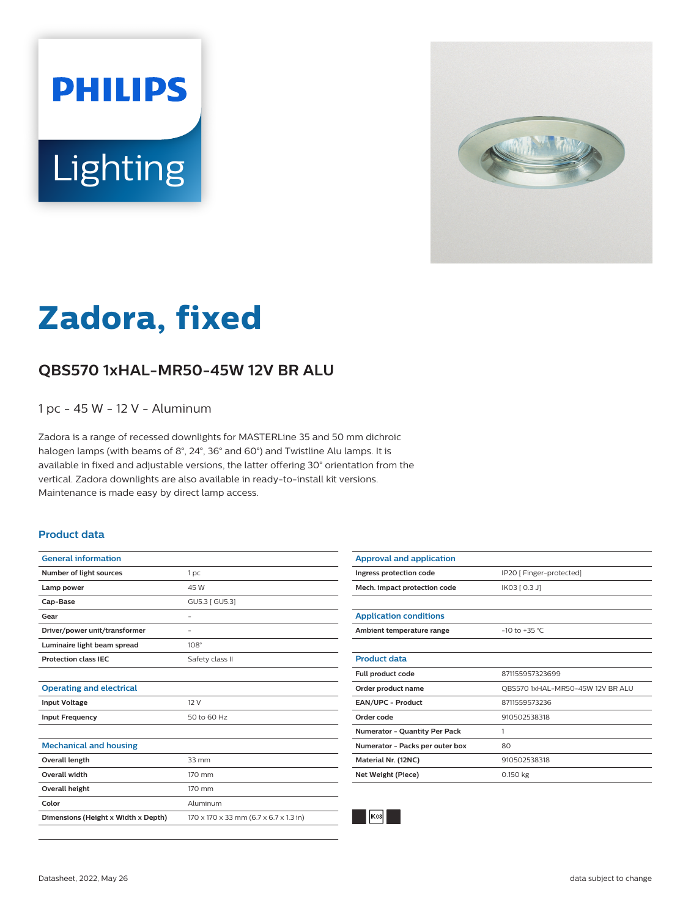PHILIPS Lighting

# Zadora, fixed

## QBS570 1xHAL-MR50-45W 12V BR ALU

1 pc - 45 W - 12 V - Aluminum

Zadora is a range of recessed downlights for MASTERLine 35 and 50 mm dichroic halogen lamps (with beams of 8°, 24°, 36° and 60°) and Twistline Alu lamps. It is available in fixed and adjustable versions, the latter offering 30° orientation from the vertical. Zadora downlights are also available in ready-to-install kit versions. Maintenance is made easy by direct lamp access.

### Product data

| General information | |
|---|---|
| Number of light sources | 1 pc |
| Lamp power | 45 W |
| Cap-Base | GU5.3 [ GU5.3] |
| Gear | - |
| Driver/power unit/transformer | - |
| Luminaire light beam spread | 108° |
| Protection class IEC | Safety class II |

| Operating and electrical | |
|---|---|
| Input Voltage | 12 V |
| Input Frequency | 50 to 60 Hz |

| Mechanical and housing | |
|---|---|
| Overall length | 33 mm |
| Overall width | 170 mm |
| Overall height | 170 mm |
| Color | Aluminum |
| Dimensions (Height x Width x Depth) | 170 x 170 x 33 mm (6.7 x 6.7 x 1.3 in) |

| Approval and application | |
|---|---|
| Ingress protection code | IP20 [ Finger-protected] |
| Mech. impact protection code | IK03 [ 0.3 J] |

| Application conditions | |
|---|---|
| Ambient temperature range | -10 to +35 °C |

| Product data | |
|---|---|
| Full product code | 871155957323699 |
| Order product name | QBS570 1xHAL-MR50-45W 12V BR ALU |
| EAN/UPC - Product | 8711559573236 |
| Order code | 910502538318 |
| Numerator - Quantity Per Pack | 1 |
| Numerator - Packs per outer box | 80 |
| Material Nr. (12NC) | 910502538318 |
| Net Weight (Piece) | 0.150 kg |

IK03

Datasheet, 2022, May 26

data subject to change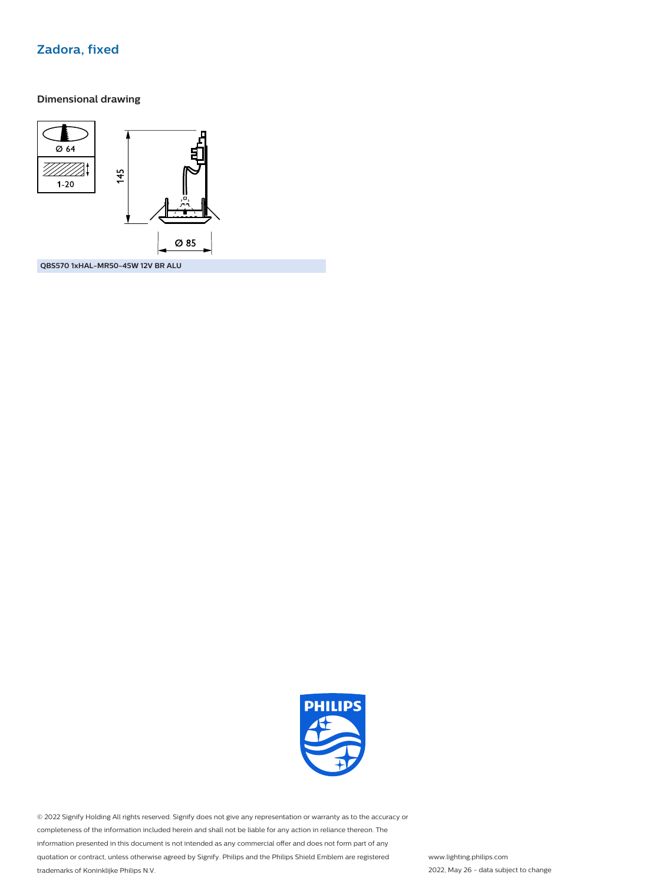## Zadora, fixed

### Dimensional drawing

Ø 64

1-20

145

Ø 85

**QBS570 1xHAL-MR50-45W 12V BR ALU**

© 2022 Signify Holding All rights reserved. Signify does not give any representation or warranty as to the accuracy or completeness of the information included herein and shall not be liable for any action in reliance thereon. The information presented in this document is not intended as any commercial offer and does not form part of any quotation or contract, unless otherwise agreed by Signify. Philips and the Philips Shield Emblem are registered trademarks of Koninklijke Philips N.V.

www.lighting.philips.com

2022, May 26 - data subject to change